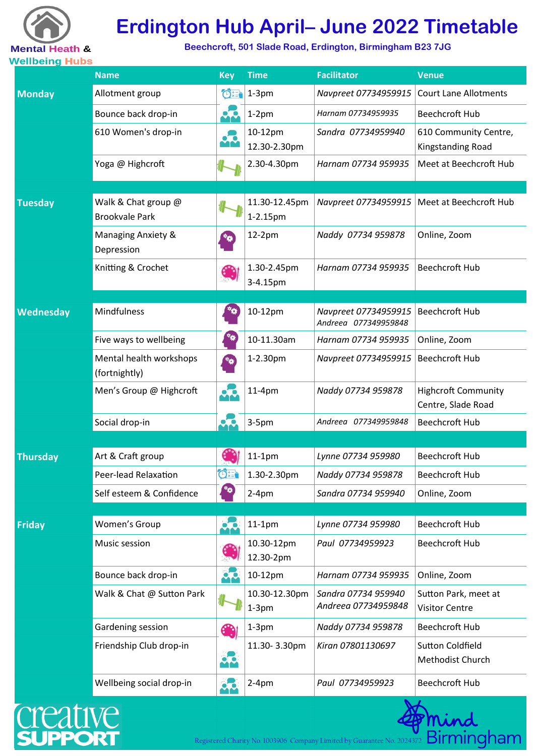Mental Heath & Wellbeing Hubs

# Erdington Hub April– June 2022 Timetable

**Beechcroft, 501 Slade Road, Erdington, Birmingham B23 7JG**

| | Name | Key | Time | Facilitator | Venue |
|---|---|---|---|---|---|
| **Monday** | Allotment group | | 1-3pm | *Navpreet 07734959915* | Court Lane Allotments |
| | Bounce back drop-in | | 1-2pm | *Harnam 07734959935* | Beechcroft Hub |
| | 610 Women's drop-in | | 10-12pm<br>12.30-2.30pm | *Sandra 07734959940* | 610 Community Centre, Kingstanding Road |
| | Yoga @ Highcroft | | 2.30-4.30pm | *Harnam 07734 959935* | Meet at Beechcroft Hub |
| **Tuesday** | Walk & Chat group @ Brookvale Park | | 11.30-12.45pm<br>1-2.15pm | *Navpreet 07734959915* | Meet at Beechcroft Hub |
| | Managing Anxiety & Depression | | 12-2pm | *Naddy 07734 959878* | Online, Zoom |
| | Knitting & Crochet | | 1.30-2.45pm<br>3-4.15pm | *Harnam 07734 959935* | Beechcroft Hub |
| **Wednesday** | Mindfulness | | 10-12pm | *Navpreet 07734959915*<br>*Andreea 077349959848* | Beechcroft Hub |
| | Five ways to wellbeing | | 10-11.30am | *Harnam 07734 959935* | Online, Zoom |
| | Mental health workshops (fortnightly) | | 1-2.30pm | *Navpreet 07734959915* | Beechcroft Hub |
| | Men's Group @ Highcroft | | 11-4pm | *Naddy 07734 959878* | Highcroft Community Centre, Slade Road |
| | Social drop-in | | 3-5pm | *Andreea 077349959848* | Beechcroft Hub |
| **Thursday** | Art & Craft group | | 11-1pm | *Lynne 07734 959980* | Beechcroft Hub |
| | Peer-lead Relaxation | | 1.30-2.30pm | *Naddy 07734 959878* | Beechcroft Hub |
| | Self esteem & Confidence | | 2-4pm | *Sandra 07734 959940* | Online, Zoom |
| **Friday** | Women's Group | | 11-1pm | *Lynne 07734 959980* | Beechcroft Hub |
| | Music session | | 10.30-12pm<br>12.30-2pm | *Paul 07734959923* | Beechcroft Hub |
| | Bounce back drop-in | | 10-12pm | *Harnam 07734 959935* | Online, Zoom |
| | Walk & Chat @ Sutton Park | | 10.30-12.30pm<br>1-3pm | *Sandra 07734 959940*<br>*Andreea 07734959848* | Sutton Park, meet at Visitor Centre |
| | Gardening session | | 1-3pm | *Naddy 07734 959878* | Beechcroft Hub |
| | Friendship Club drop-in | | 11.30- 3.30pm | *Kiran 07801130697* | Sutton Coldfield Methodist Church |
| | Wellbeing social drop-in | | 2-4pm | *Paul 07734959923* | Beechcroft Hub |

creative SUPPORT

Registered Charity No. 1003906 Company Limited by Guarantee No. 2024372

mind Birmingham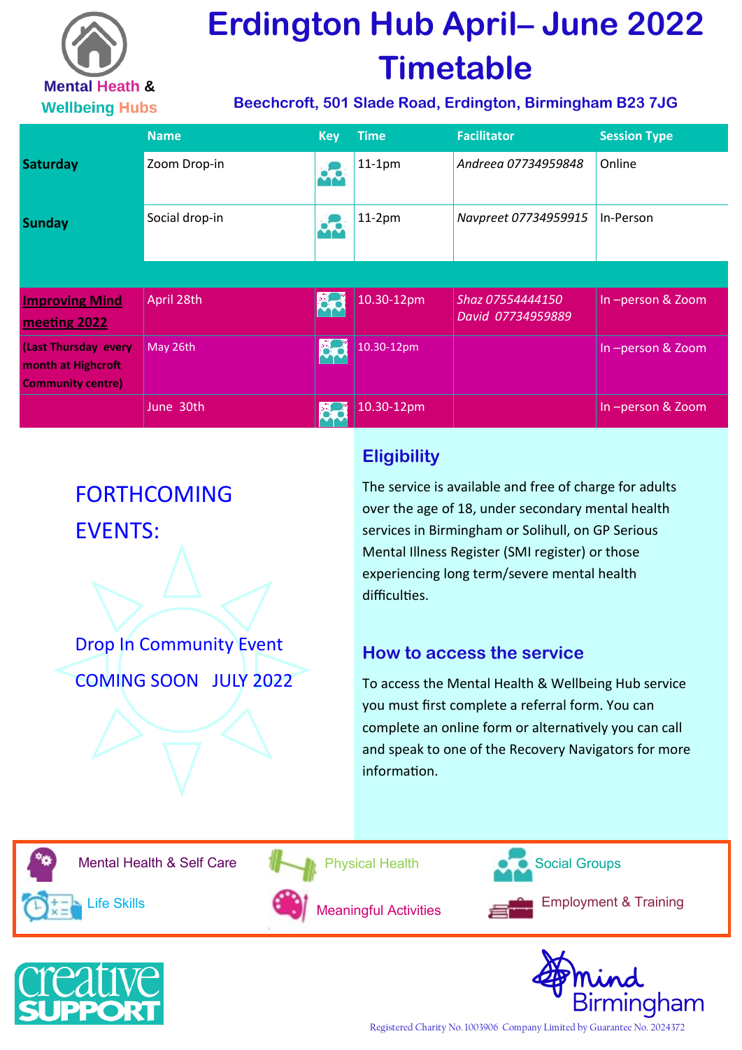Mental Heath & Wellbeing Hubs

# Erdington Hub April– June 2022 Timetable

**Beechcroft, 501 Slade Road, Erdington, Birmingham B23 7JG**

| | Name | Key | Time | Facilitator | Session Type |
|---|---|---|---|---|---|
| **Saturday** | Zoom Drop-in | | 11-1pm | *Andreea 07734959848* | Online |
| **Sunday** | Social drop-in | | 11-2pm | *Navpreet 07734959915* | In-Person |
| | | | | | |
| **Improving Mind meeting 2022** | April 28th | | 10.30-12pm | *Shaz 07554444150* *David 07734959889* | In –person & Zoom |
| **(Last Thursday every month at Highcroft Community centre)** | May 26th | | 10.30-12pm | | In –person & Zoom |
| | June 30th | | 10.30-12pm | | In –person & Zoom |

FORTHCOMING EVENTS:

Drop In Community Event

COMING SOON JULY 2022

## Eligibility

The service is available and free of charge for adults over the age of 18, under secondary mental health services in Birmingham or Solihull, on GP Serious Mental Illness Register (SMI register) or those experiencing long term/severe mental health difficulties.

## How to access the service

To access the Mental Health & Wellbeing Hub service you must first complete a referral form. You can complete an online form or alternatively you can call and speak to one of the Recovery Navigators for more information.

Mental Health & Self Care | Physical Health | Social Groups
Life Skills | Meaningful Activities | Employment & Training

creative SUPPORT

mind Birmingham

Registered Charity No. 1003906 Company Limited by Guarantee No. 2024372